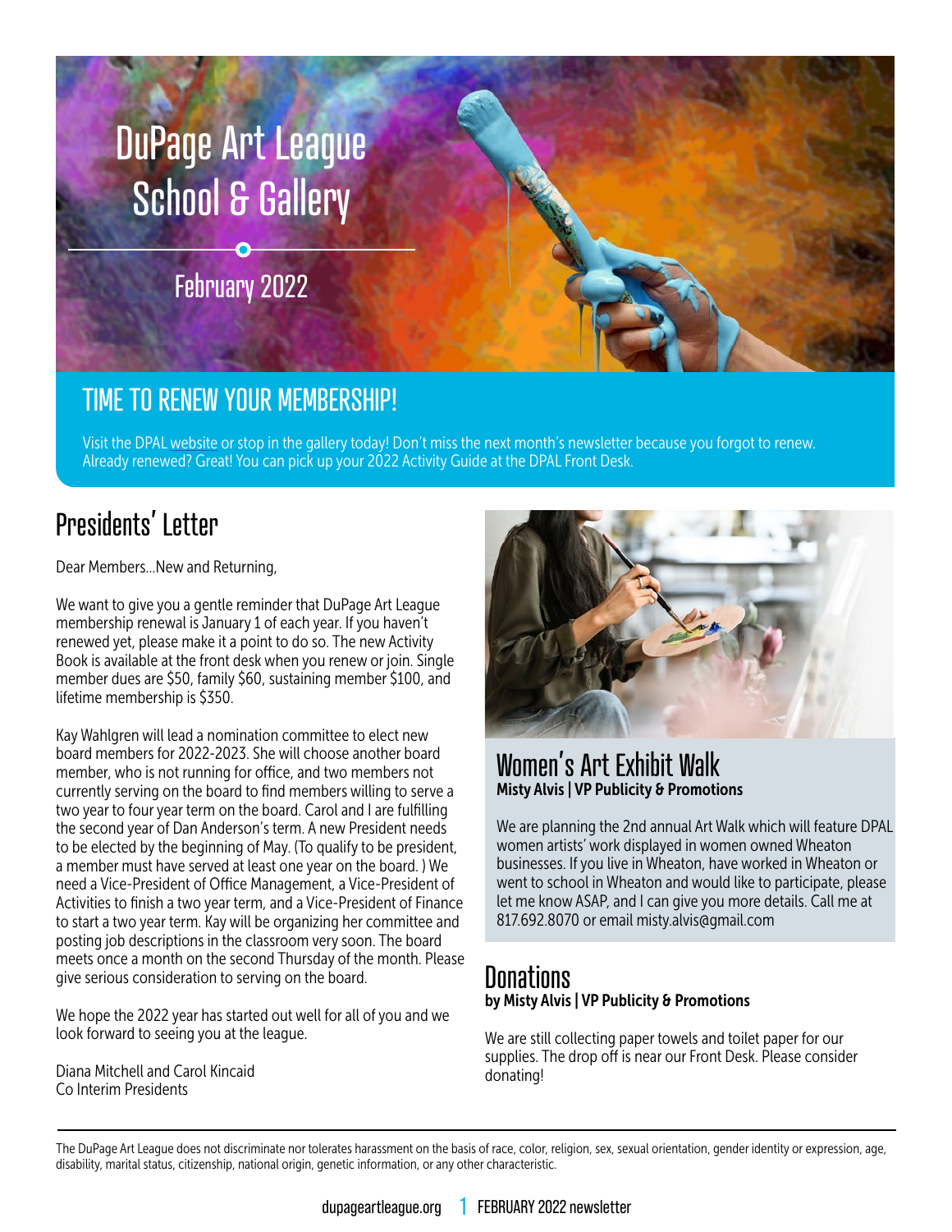# DuPage Art League School & Gallery

February 2022

## TIME TO RENEW YOUR MEMBERSHIP!

Visit the DPAL website or stop in the gallery today! Don't miss the next month's newsletter because you forgot to renew. Already renewed? Great! You can pick up your 2022 Activity Guide at the DPAL Front Desk.

## Presidents' Letter

Dear Members...New and Returning,

We want to give you a gentle reminder that DuPage Art League membership renewal is January 1 of each year. If you haven't renewed yet, please make it a point to do so. The new Activity Book is available at the front desk when you renew or join. Single member dues are $50, family $60, sustaining member $100, and lifetime membership is $350.

Kay Wahlgren will lead a nomination committee to elect new board members for 2022-2023. She will choose another board member, who is not running for office, and two members not currently serving on the board to find members willing to serve a two year to four year term on the board. Carol and I are fulfilling the second year of Dan Anderson's term. A new President needs to be elected by the beginning of May. (To qualify to be president, a member must have served at least one year on the board. ) We need a Vice-President of Office Management, a Vice-President of Activities to finish a two year term, and a Vice-President of Finance to start a two year term. Kay will be organizing her committee and posting job descriptions in the classroom very soon. The board meets once a month on the second Thursday of the month. Please give serious consideration to serving on the board.

We hope the 2022 year has started out well for all of you and we look forward to seeing you at the league.

Diana Mitchell and Carol Kincaid
Co Interim Presidents

## Women's Art Exhibit Walk

**Misty Alvis | VP Publicity & Promotions**

We are planning the 2nd annual Art Walk which will feature DPAL women artists' work displayed in women owned Wheaton businesses. If you live in Wheaton, have worked in Wheaton or went to school in Wheaton and would like to participate, please let me know ASAP, and I can give you more details. Call me at 817.692.8070 or email misty.alvis@gmail.com

## Donations

**by Misty Alvis | VP Publicity & Promotions**

We are still collecting paper towels and toilet paper for our supplies. The drop off is near our Front Desk. Please consider donating!

---

The DuPage Art League does not discriminate nor tolerates harassment on the basis of race, color, religion, sex, sexual orientation, gender identity or expression, age, disability, marital status, citizenship, national origin, genetic information, or any other characteristic.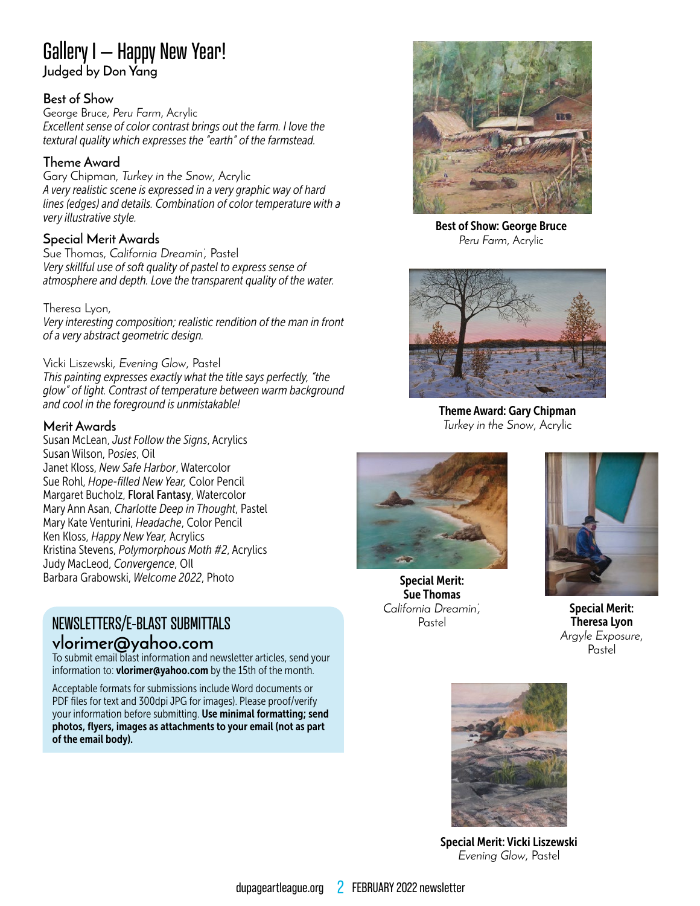# Gallery I — Happy New Year!

**Judged by Don Yang**

## Best of Show

George Bruce, *Peru Farm*, Acrylic

*Excellent sense of color contrast brings out the farm. I love the textural quality which expresses the "earth" of the farmstead.*

## Theme Award

Gary Chipman, *Turkey in the Snow*, Acrylic

*A very realistic scene is expressed in a very graphic way of hard lines (edges) and details. Combination of color temperature with a very illustrative style.*

## Special Merit Awards

Sue Thomas, *California Dreamin',* Pastel

*Very skillful use of soft quality of pastel to express sense of atmosphere and depth. Love the transparent quality of the water.*

Theresa Lyon,

*Very interesting composition; realistic rendition of the man in front of a very abstract geometric design.*

Vicki Liszewski, *Evening Glow*, Pastel

*This painting expresses exactly what the title says perfectly, "the glow" of light. Contrast of temperature between warm background and cool in the foreground is unmistakable!*

## Merit Awards

Susan McLean, *Just Follow the Signs*, Acrylics
Susan Wilson, *Posies*, Oil
Janet Kloss, *New Safe Harbor*, Watercolor
Sue Rohl, *Hope-filled New Year,* Color Pencil
Margaret Bucholz, **Floral Fantasy**, Watercolor
Mary Ann Asan, *Charlotte Deep in Thought*, Pastel
Mary Kate Venturini, *Headache*, Color Pencil
Ken Kloss, *Happy New Year,* Acrylics
Kristina Stevens, *Polymorphous Moth #2*, Acrylics
Judy MacLeod, *Convergence*, OIl
Barbara Grabowski, *Welcome 2022*, Photo

## NEWSLETTERS/E-BLAST SUBMITTALS

### vlorimer@yahoo.com

To submit email blast information and newsletter articles, send your information to: **vlorimer@yahoo.com** by the 15th of the month.

Acceptable formats for submissions include Word documents or PDF files for text and 300dpi JPG for images). Please proof/verify your information before submitting. **Use minimal formatting; send photos, flyers, images as attachments to your email (not as part of the email body).**

**Best of Show: George Bruce**
*Peru Farm*, Acrylic

**Theme Award: Gary Chipman**
*Turkey in the Snow*, Acrylic

**Special Merit: Sue Thomas**
*California Dreamin',* Pastel

**Special Merit: Theresa Lyon**
*Argyle Exposure*, Pastel

**Special Merit: Vicki Liszewski**
*Evening Glow*, Pastel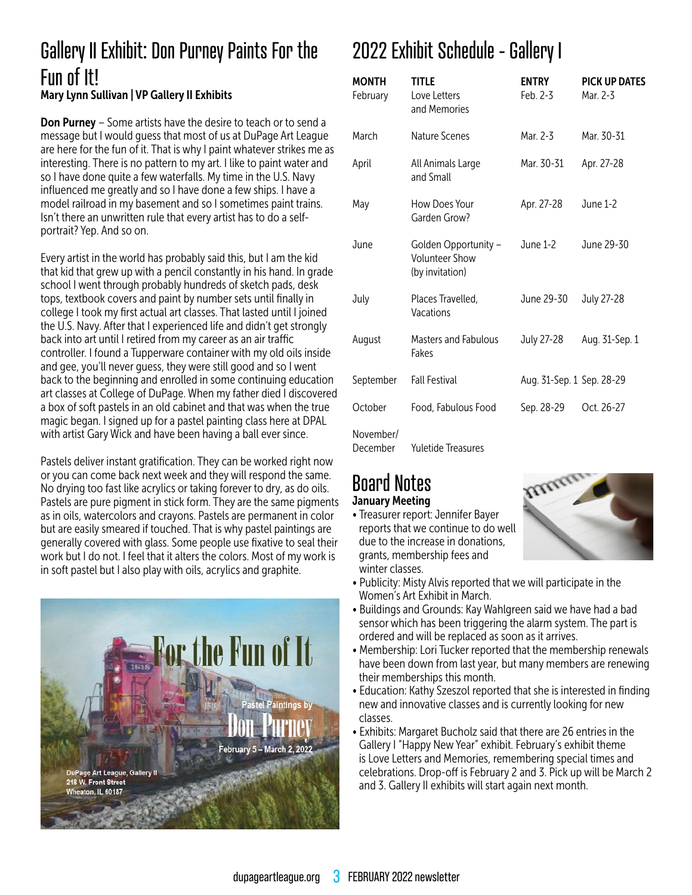# Gallery II Exhibit: Don Purney Paints For the Fun of It!

**Mary Lynn Sullivan | VP Gallery II Exhibits**

**Don Purney** – Some artists have the desire to teach or to send a message but I would guess that most of us at DuPage Art League are here for the fun of it. That is why I paint whatever strikes me as interesting. There is no pattern to my art. I like to paint water and so I have done quite a few waterfalls. My time in the U.S. Navy influenced me greatly and so I have done a few ships. I have a model railroad in my basement and so I sometimes paint trains. Isn't there an unwritten rule that every artist has to do a self-portrait? Yep. And so on.

Every artist in the world has probably said this, but I am the kid that kid that grew up with a pencil constantly in his hand. In grade school I went through probably hundreds of sketch pads, desk tops, textbook covers and paint by number sets until finally in college I took my first actual art classes. That lasted until I joined the U.S. Navy. After that I experienced life and didn't get strongly back into art until I retired from my career as an air traffic controller. I found a Tupperware container with my old oils inside and gee, you'll never guess, they were still good and so I went back to the beginning and enrolled in some continuing education art classes at College of DuPage. When my father died I discovered a box of soft pastels in an old cabinet and that was when the true magic began. I signed up for a pastel painting class here at DPAL with artist Gary Wick and have been having a ball ever since.

Pastels deliver instant gratification. They can be worked right now or you can come back next week and they will respond the same. No drying too fast like acrylics or taking forever to dry, as do oils. Pastels are pure pigment in stick form. They are the same pigments as in oils, watercolors and crayons. Pastels are permanent in color but are easily smeared if touched. That is why pastel paintings are generally covered with glass. Some people use fixative to seal their work but I do not. I feel that it alters the colors. Most of my work is in soft pastel but I also play with oils, acrylics and graphite.

For the Fun of It
Pastel Paintings by Don Purney
February 5 – March 2, 2022
DuPage Art League, Gallery II
218 W. Front Street
Wheaton, IL 60187

# 2022 Exhibit Schedule - Gallery I

| MONTH | TITLE | ENTRY | PICK UP DATES |
|---|---|---|---|
| February | Love Letters and Memories | Feb. 2-3 | Mar. 2-3 |
| March | Nature Scenes | Mar. 2-3 | Mar. 30-31 |
| April | All Animals Large and Small | Mar. 30-31 | Apr. 27-28 |
| May | How Does Your Garden Grow? | Apr. 27-28 | June 1-2 |
| June | Golden Opportunity – Volunteer Show (by invitation) | June 1-2 | June 29-30 |
| July | Places Travelled, Vacations | June 29-30 | July 27-28 |
| August | Masters and Fabulous Fakes | July 27-28 | Aug. 31-Sep. 1 |
| September | Fall Festival | Aug. 31-Sep. 1 | Sep. 28-29 |
| October | Food, Fabulous Food | Sep. 28-29 | Oct. 26-27 |
| November/ December | Yuletide Treasures | | |

# Board Notes

**January Meeting**

- Treasurer report: Jennifer Bayer reports that we continue to do well due to the increase in donations, grants, membership fees and winter classes.
- Publicity: Misty Alvis reported that we will participate in the Women's Art Exhibit in March.
- Buildings and Grounds: Kay Wahlgreen said we have had a bad sensor which has been triggering the alarm system. The part is ordered and will be replaced as soon as it arrives.
- Membership: Lori Tucker reported that the membership renewals have been down from last year, but many members are renewing their memberships this month.
- Education: Kathy Szeszol reported that she is interested in finding new and innovative classes and is currently looking for new classes.
- Exhibits: Margaret Bucholz said that there are 26 entries in the Gallery I "Happy New Year" exhibit. February's exhibit theme is Love Letters and Memories, remembering special times and celebrations. Drop-off is February 2 and 3. Pick up will be March 2 and 3. Gallery II exhibits will start again next month.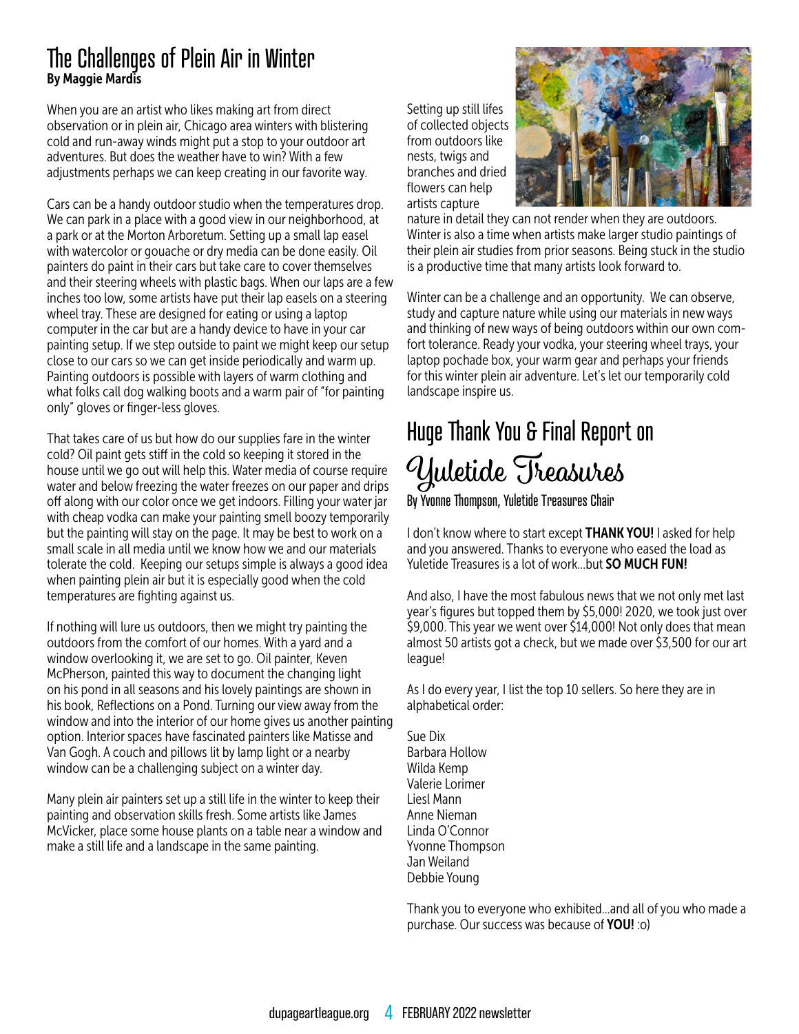## The Challenges of Plein Air in Winter

**By Maggie Mardis**

When you are an artist who likes making art from direct observation or in plein air, Chicago area winters with blistering cold and run-away winds might put a stop to your outdoor art adventures. But does the weather have to win? With a few adjustments perhaps we can keep creating in our favorite way.

Cars can be a handy outdoor studio when the temperatures drop. We can park in a place with a good view in our neighborhood, at a park or at the Morton Arboretum. Setting up a small lap easel with watercolor or gouache or dry media can be done easily. Oil painters do paint in their cars but take care to cover themselves and their steering wheels with plastic bags. When our laps are a few inches too low, some artists have put their lap easels on a steering wheel tray. These are designed for eating or using a laptop computer in the car but are a handy device to have in your car painting setup. If we step outside to paint we might keep our setup close to our cars so we can get inside periodically and warm up. Painting outdoors is possible with layers of warm clothing and what folks call dog walking boots and a warm pair of "for painting only" gloves or finger-less gloves.

That takes care of us but how do our supplies fare in the winter cold? Oil paint gets stiff in the cold so keeping it stored in the house until we go out will help this. Water media of course require water and below freezing the water freezes on our paper and drips off along with our color once we get indoors. Filling your water jar with cheap vodka can make your painting smell boozy temporarily but the painting will stay on the page. It may be best to work on a small scale in all media until we know how we and our materials tolerate the cold. Keeping our setups simple is always a good idea when painting plein air but it is especially good when the cold temperatures are fighting against us.

If nothing will lure us outdoors, then we might try painting the outdoors from the comfort of our homes. With a yard and a window overlooking it, we are set to go. Oil painter, Keven McPherson, painted this way to document the changing light on his pond in all seasons and his lovely paintings are shown in his book, Reflections on a Pond. Turning our view away from the window and into the interior of our home gives us another painting option. Interior spaces have fascinated painters like Matisse and Van Gogh. A couch and pillows lit by lamp light or a nearby window can be a challenging subject on a winter day.

Many plein air painters set up a still life in the winter to keep their painting and observation skills fresh. Some artists like James McVicker, place some house plants on a table near a window and make a still life and a landscape in the same painting.

Setting up still lifes of collected objects from outdoors like nests, twigs and branches and dried flowers can help artists capture nature in detail they can not render when they are outdoors. Winter is also a time when artists make larger studio paintings of their plein air studies from prior seasons. Being stuck in the studio is a productive time that many artists look forward to.

Winter can be a challenge and an opportunity. We can observe, study and capture nature while using our materials in new ways and thinking of new ways of being outdoors within our own comfort tolerance. Ready your vodka, your steering wheel trays, your laptop pochade box, your warm gear and perhaps your friends for this winter plein air adventure. Let's let our temporarily cold landscape inspire us.

## Huge Thank You & Final Report on Yuletide Treasures

**By Yvonne Thompson, Yuletide Treasures Chair**

I don't know where to start except **THANK YOU!** I asked for help and you answered. Thanks to everyone who eased the load as Yuletide Treasures is a lot of work…but **SO MUCH FUN!**

And also, I have the most fabulous news that we not only met last year's figures but topped them by $5,000! 2020, we took just over $9,000. This year we went over $14,000! Not only does that mean almost 50 artists got a check, but we made over $3,500 for our art league!

As I do every year, I list the top 10 sellers. So here they are in alphabetical order:

Sue Dix
Barbara Hollow
Wilda Kemp
Valerie Lorimer
Liesl Mann
Anne Nieman
Linda O'Connor
Yvonne Thompson
Jan Weiland
Debbie Young

Thank you to everyone who exhibited…and all of you who made a purchase. Our success was because of **YOU!** :o)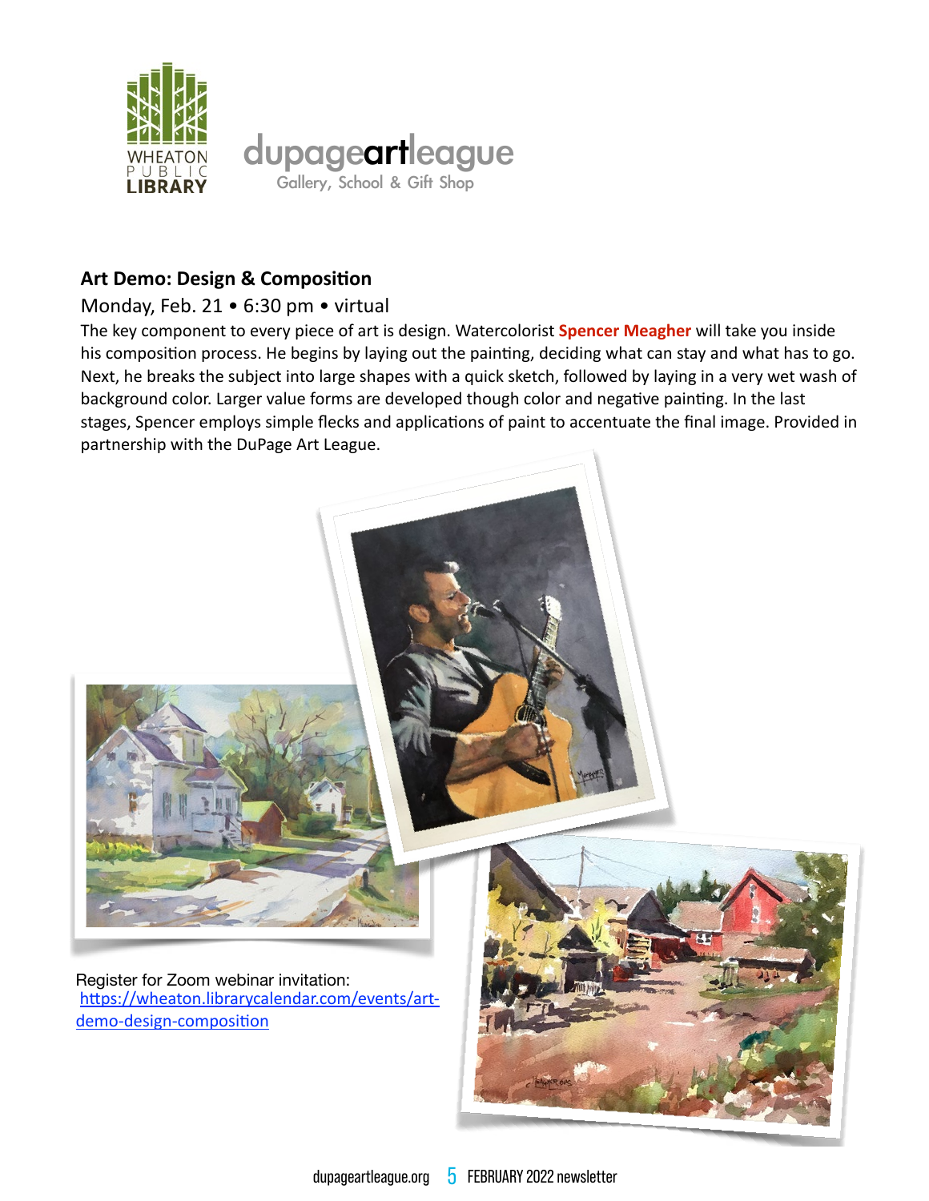WHEATON PUBLIC LIBRARY

dupageartleague
Gallery, School & Gift Shop

### Art Demo: Design & Composition

Monday, Feb. 21 • 6:30 pm • virtual

The key component to every piece of art is design. Watercolorist **Spencer Meagher** will take you inside his composition process. He begins by laying out the painting, deciding what can stay and what has to go. Next, he breaks the subject into large shapes with a quick sketch, followed by laying in a very wet wash of background color. Larger value forms are developed though color and negative painting. In the last stages, Spencer employs simple flecks and applications of paint to accentuate the final image. Provided in partnership with the DuPage Art League.

Register for Zoom webinar invitation:
[https://wheaton.librarycalendar.com/events/art-demo-design-composition](https://wheaton.librarycalendar.com/events/art-demo-design-composition)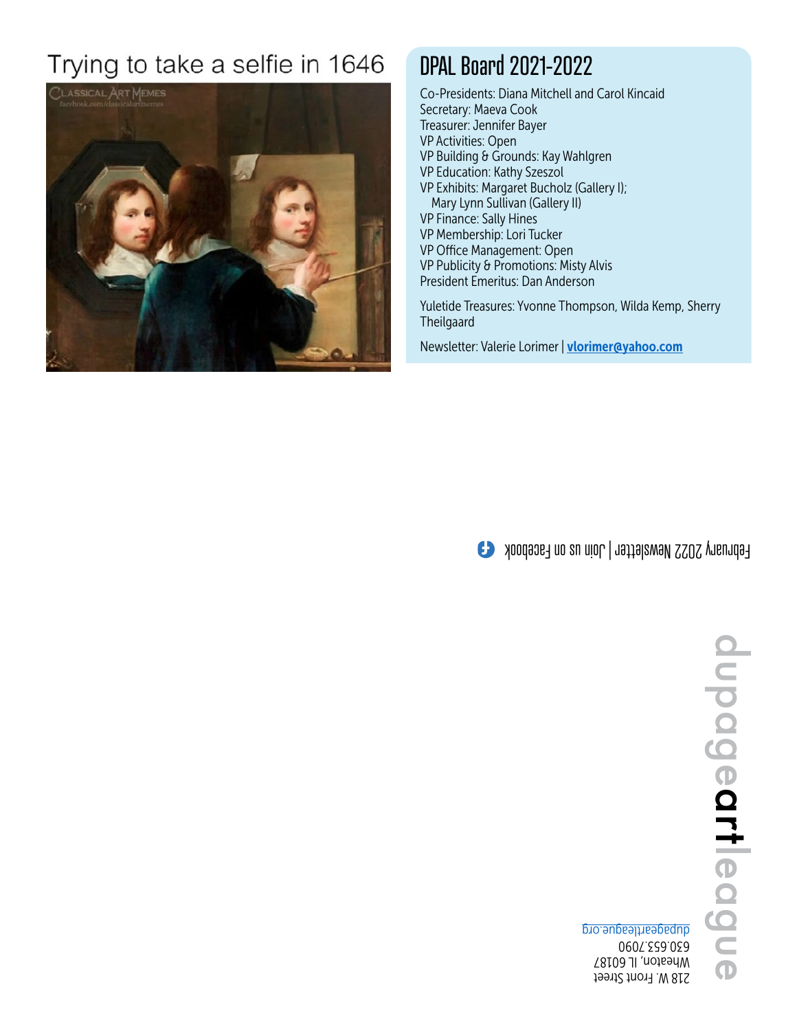Trying to take a selfie in 1646

## DPAL Board 2021-2022

Co-Presidents: Diana Mitchell and Carol Kincaid
Secretary: Maeva Cook
Treasurer: Jennifer Bayer
VP Activities: Open
VP Building & Grounds: Kay Wahlgren
VP Education: Kathy Szeszol
VP Exhibits: Margaret Bucholz (Gallery I);
Mary Lynn Sullivan (Gallery II)
VP Finance: Sally Hines
VP Membership: Lori Tucker
VP Office Management: Open
VP Publicity & Promotions: Misty Alvis
President Emeritus: Dan Anderson

Yuletide Treasures: Yvonne Thompson, Wilda Kemp, Sherry Theilgaard

Newsletter: Valerie Lorimer | **vlorimer@yahoo.com**

February 2022 Newsletter | Join us on Facebook

dupageartleague

218 W. Front Street
Wheaton, IL 60187
630.653.7090
dupageartleague.org